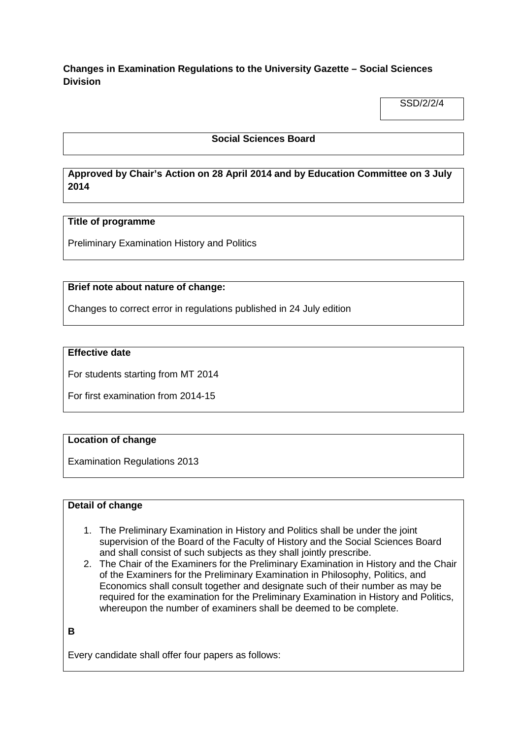**Changes in Examination Regulations to the University Gazette – Social Sciences Division**

SSD/2/2/4

**Social Sciences Board**

**Approved by Chair's Action on 28 April 2014 and by Education Committee on 3 July 2014**

**Title of programme**

Preliminary Examination History and Politics

**Brief note about nature of change:**

Changes to correct error in regulations published in 24 July edition

**Effective date**

For students starting from MT 2014

For first examination from 2014-15

**Location of change**

Examination Regulations 2013

**Detail of change**

1. The Preliminary Examination in History and Politics shall be under the joint supervision of the Board of the Faculty of History and the Social Sciences Board and shall consist of such subjects as they shall jointly prescribe.
2. The Chair of the Examiners for the Preliminary Examination in History and the Chair of the Examiners for the Preliminary Examination in Philosophy, Politics, and Economics shall consult together and designate such of their number as may be required for the examination for the Preliminary Examination in History and Politics, whereupon the number of examiners shall be deemed to be complete.

**B**

Every candidate shall offer four papers as follows: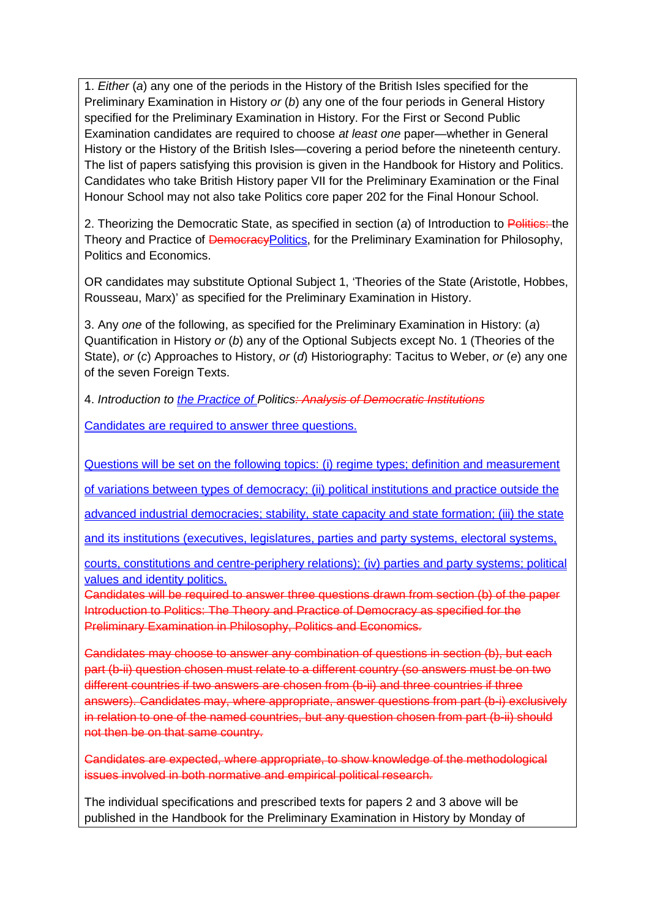1. *Either* (*a*) any one of the periods in the History of the British Isles specified for the Preliminary Examination in History *or* (*b*) any one of the four periods in General History specified for the Preliminary Examination in History. For the First or Second Public Examination candidates are required to choose *at least one* paper—whether in General History or the History of the British Isles—covering a period before the nineteenth century. The list of papers satisfying this provision is given in the Handbook for History and Politics. Candidates who take British History paper VII for the Preliminary Examination or the Final Honour School may not also take Politics core paper 202 for the Final Honour School.

2. Theorizing the Democratic State, as specified in section (*a*) of Introduction to ~~Politics:~~ the Theory and Practice of ~~Democracy~~Politics, for the Preliminary Examination for Philosophy, Politics and Economics.

OR candidates may substitute Optional Subject 1, 'Theories of the State (Aristotle, Hobbes, Rousseau, Marx)' as specified for the Preliminary Examination in History.

3. Any *one* of the following, as specified for the Preliminary Examination in History: (*a*) Quantification in History *or* (*b*) any of the Optional Subjects except No. 1 (Theories of the State), *or* (*c*) Approaches to History, *or* (*d*) Historiography: Tacitus to Weber, *or* (*e*) any one of the seven Foreign Texts.

4. *Introduction to the Practice of Politics*~~*: Analysis of Democratic Institutions*~~

Candidates are required to answer three questions.

Questions will be set on the following topics: (i) regime types; definition and measurement of variations between types of democracy; (ii) political institutions and practice outside the advanced industrial democracies; stability, state capacity and state formation; (iii) the state and its institutions (executives, legislatures, parties and party systems, electoral systems, courts, constitutions and centre-periphery relations); (iv) parties and party systems; political values and identity politics.

~~Candidates will be required to answer three questions drawn from section (b) of the paper Introduction to Politics: The Theory and Practice of Democracy as specified for the Preliminary Examination in Philosophy, Politics and Economics.~~

~~Candidates may choose to answer any combination of questions in section (b), but each part (b-ii) question chosen must relate to a different country (so answers must be on two different countries if two answers are chosen from (b-ii) and three countries if three answers). Candidates may, where appropriate, answer questions from part (b-i) exclusively in relation to one of the named countries, but any question chosen from part (b-ii) should not then be on that same country.~~

~~Candidates are expected, where appropriate, to show knowledge of the methodological issues involved in both normative and empirical political research.~~

The individual specifications and prescribed texts for papers 2 and 3 above will be published in the Handbook for the Preliminary Examination in History by Monday of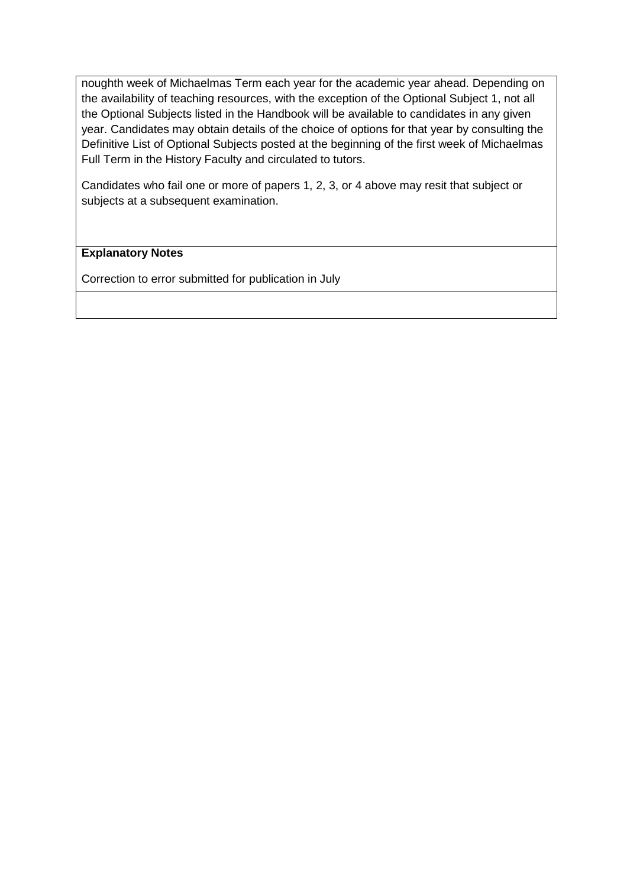noughth week of Michaelmas Term each year for the academic year ahead. Depending on the availability of teaching resources, with the exception of the Optional Subject 1, not all the Optional Subjects listed in the Handbook will be available to candidates in any given year. Candidates may obtain details of the choice of options for that year by consulting the Definitive List of Optional Subjects posted at the beginning of the first week of Michaelmas Full Term in the History Faculty and circulated to tutors.

Candidates who fail one or more of papers 1, 2, 3, or 4 above may resit that subject or subjects at a subsequent examination.

**Explanatory Notes**

Correction to error submitted for publication in July